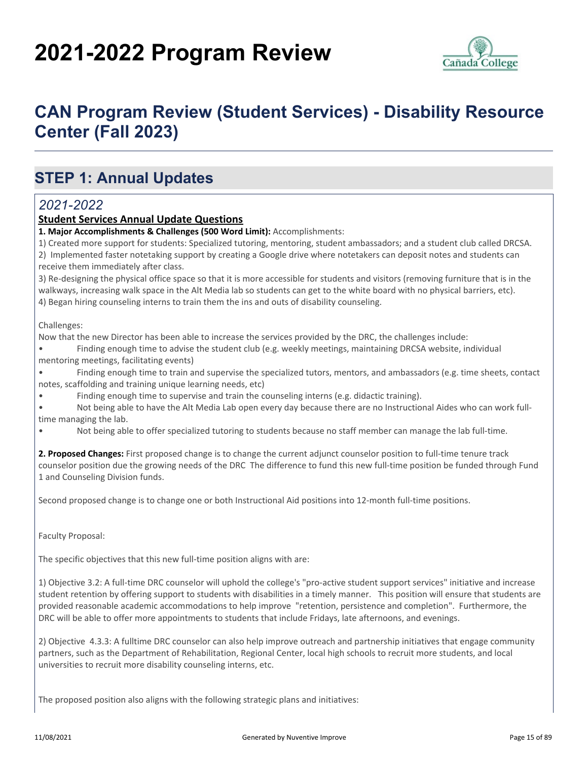# 2021-2022 Program Review

## CAN Program Review (Student Services) - Disability Resource Center (Fall 2023)

## STEP 1: Annual Updates

### *2021-2022*

**Student Services Annual Update Questions**

**1. Major Accomplishments & Challenges (500 Word Limit):** Accomplishments:

1) Created more support for students: Specialized tutoring, mentoring, student ambassadors; and a student club called DRCSA.
2) Implemented faster notetaking support by creating a Google drive where notetakers can deposit notes and students can receive them immediately after class.
3) Re-designing the physical office space so that it is more accessible for students and visitors (removing furniture that is in the walkways, increasing walk space in the Alt Media lab so students can get to the white board with no physical barriers, etc).
4) Began hiring counseling interns to train them the ins and outs of disability counseling.

Challenges:

Now that the new Director has been able to increase the services provided by the DRC, the challenges include:

- Finding enough time to advise the student club (e.g. weekly meetings, maintaining DRCSA website, individual mentoring meetings, facilitating events)
- Finding enough time to train and supervise the specialized tutors, mentors, and ambassadors (e.g. time sheets, contact notes, scaffolding and training unique learning needs, etc)
- Finding enough time to supervise and train the counseling interns (e.g. didactic training).
- Not being able to have the Alt Media Lab open every day because there are no Instructional Aides who can work full-time managing the lab.
- Not being able to offer specialized tutoring to students because no staff member can manage the lab full-time.

**2. Proposed Changes:** First proposed change is to change the current adjunct counselor position to full-time tenure track counselor position due the growing needs of the DRC The difference to fund this new full-time position be funded through Fund 1 and Counseling Division funds.

Second proposed change is to change one or both Instructional Aid positions into 12-month full-time positions.

Faculty Proposal:

The specific objectives that this new full-time position aligns with are:

1) Objective 3.2: A full-time DRC counselor will uphold the college's "pro-active student support services" initiative and increase student retention by offering support to students with disabilities in a timely manner. This position will ensure that students are provided reasonable academic accommodations to help improve "retention, persistence and completion". Furthermore, the DRC will be able to offer more appointments to students that include Fridays, late afternoons, and evenings.

2) Objective 4.3.3: A fulltime DRC counselor can also help improve outreach and partnership initiatives that engage community partners, such as the Department of Rehabilitation, Regional Center, local high schools to recruit more students, and local universities to recruit more disability counseling interns, etc.

The proposed position also aligns with the following strategic plans and initiatives: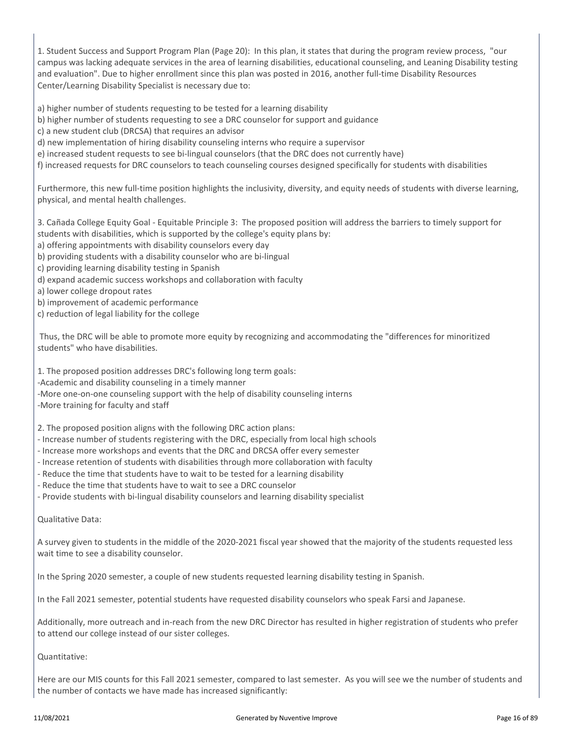1. Student Success and Support Program Plan (Page 20): In this plan, it states that during the program review process, "our campus was lacking adequate services in the area of learning disabilities, educational counseling, and Leaning Disability testing and evaluation". Due to higher enrollment since this plan was posted in 2016, another full-time Disability Resources Center/Learning Disability Specialist is necessary due to:

a) higher number of students requesting to be tested for a learning disability
b) higher number of students requesting to see a DRC counselor for support and guidance
c) a new student club (DRCSA) that requires an advisor
d) new implementation of hiring disability counseling interns who require a supervisor
e) increased student requests to see bi-lingual counselors (that the DRC does not currently have)
f) increased requests for DRC counselors to teach counseling courses designed specifically for students with disabilities

Furthermore, this new full-time position highlights the inclusivity, diversity, and equity needs of students with diverse learning, physical, and mental health challenges.

3. Cañada College Equity Goal - Equitable Principle 3: The proposed position will address the barriers to timely support for students with disabilities, which is supported by the college's equity plans by:
a) offering appointments with disability counselors every day
b) providing students with a disability counselor who are bi-lingual
c) providing learning disability testing in Spanish
d) expand academic success workshops and collaboration with faculty
a) lower college dropout rates
b) improvement of academic performance
c) reduction of legal liability for the college

Thus, the DRC will be able to promote more equity by recognizing and accommodating the "differences for minoritized students" who have disabilities.

1. The proposed position addresses DRC's following long term goals:
-Academic and disability counseling in a timely manner
-More one-on-one counseling support with the help of disability counseling interns
-More training for faculty and staff

2. The proposed position aligns with the following DRC action plans:
- Increase number of students registering with the DRC, especially from local high schools
- Increase more workshops and events that the DRC and DRCSA offer every semester
- Increase retention of students with disabilities through more collaboration with faculty
- Reduce the time that students have to wait to be tested for a learning disability
- Reduce the time that students have to wait to see a DRC counselor
- Provide students with bi-lingual disability counselors and learning disability specialist

Qualitative Data:

A survey given to students in the middle of the 2020-2021 fiscal year showed that the majority of the students requested less wait time to see a disability counselor.

In the Spring 2020 semester, a couple of new students requested learning disability testing in Spanish.

In the Fall 2021 semester, potential students have requested disability counselors who speak Farsi and Japanese.

Additionally, more outreach and in-reach from the new DRC Director has resulted in higher registration of students who prefer to attend our college instead of our sister colleges.

Quantitative:

Here are our MIS counts for this Fall 2021 semester, compared to last semester. As you will see we the number of students and the number of contacts we have made has increased significantly: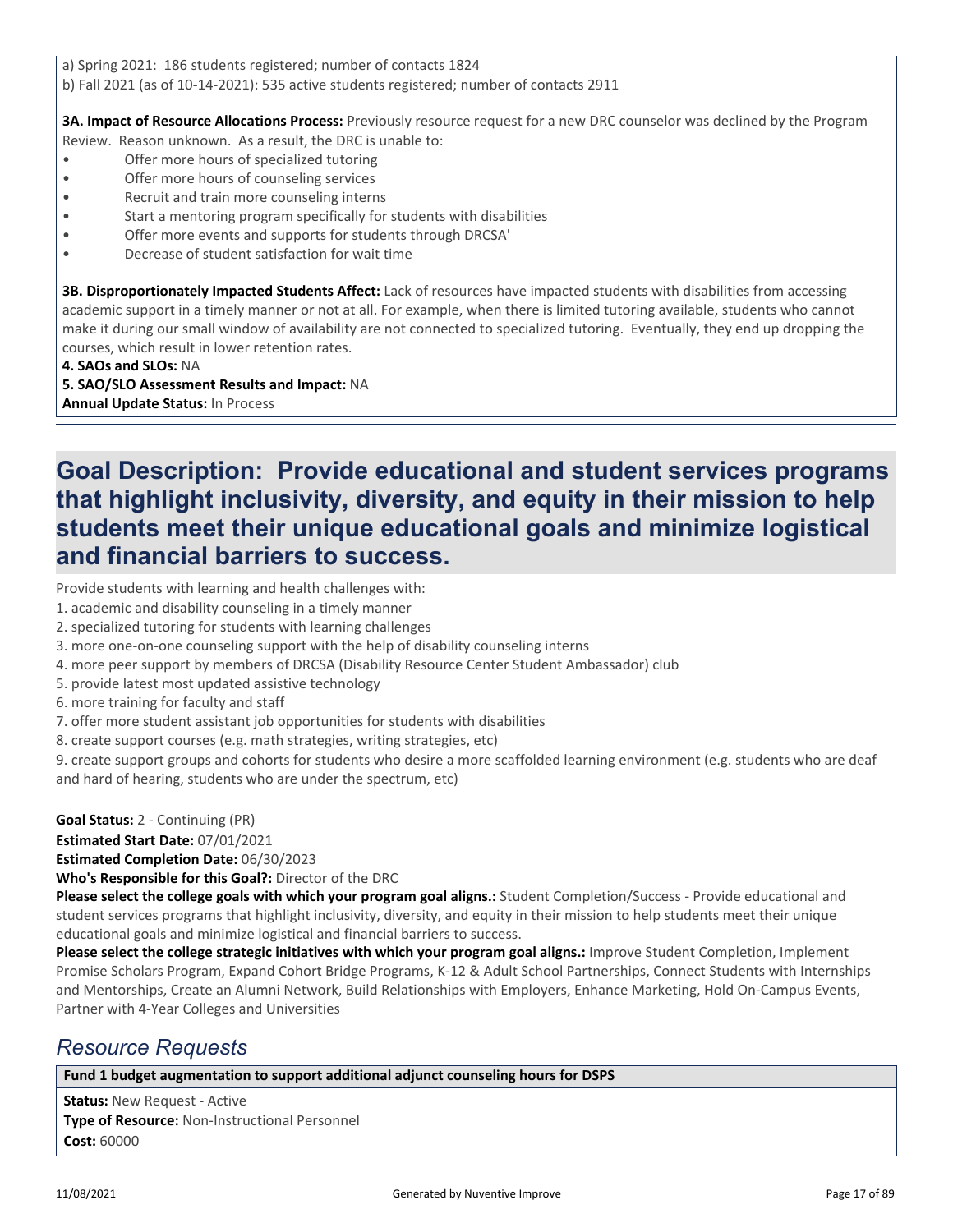a) Spring 2021: 186 students registered; number of contacts 1824
b) Fall 2021 (as of 10-14-2021): 535 active students registered; number of contacts 2911

**3A. Impact of Resource Allocations Process:** Previously resource request for a new DRC counselor was declined by the Program Review. Reason unknown. As a result, the DRC is unable to:

- Offer more hours of specialized tutoring
- Offer more hours of counseling services
- Recruit and train more counseling interns
- Start a mentoring program specifically for students with disabilities
- Offer more events and supports for students through DRCSA'
- Decrease of student satisfaction for wait time

**3B. Disproportionately Impacted Students Affect:** Lack of resources have impacted students with disabilities from accessing academic support in a timely manner or not at all. For example, when there is limited tutoring available, students who cannot make it during our small window of availability are not connected to specialized tutoring. Eventually, they end up dropping the courses, which result in lower retention rates.
**4. SAOs and SLOs:** NA
**5. SAO/SLO Assessment Results and Impact:** NA
**Annual Update Status:** In Process

# Goal Description: Provide educational and student services programs that highlight inclusivity, diversity, and equity in their mission to help students meet their unique educational goals and minimize logistical and financial barriers to success.

Provide students with learning and health challenges with:
1. academic and disability counseling in a timely manner
2. specialized tutoring for students with learning challenges
3. more one-on-one counseling support with the help of disability counseling interns
4. more peer support by members of DRCSA (Disability Resource Center Student Ambassador) club
5. provide latest most updated assistive technology
6. more training for faculty and staff
7. offer more student assistant job opportunities for students with disabilities
8. create support courses (e.g. math strategies, writing strategies, etc)
9. create support groups and cohorts for students who desire a more scaffolded learning environment (e.g. students who are deaf and hard of hearing, students who are under the spectrum, etc)

**Goal Status:** 2 - Continuing (PR)
**Estimated Start Date:** 07/01/2021
**Estimated Completion Date:** 06/30/2023
**Who's Responsible for this Goal?:** Director of the DRC
**Please select the college goals with which your program goal aligns.:** Student Completion/Success - Provide educational and student services programs that highlight inclusivity, diversity, and equity in their mission to help students meet their unique educational goals and minimize logistical and financial barriers to success.
**Please select the college strategic initiatives with which your program goal aligns.:** Improve Student Completion, Implement Promise Scholars Program, Expand Cohort Bridge Programs, K-12 & Adult School Partnerships, Connect Students with Internships and Mentorships, Create an Alumni Network, Build Relationships with Employers, Enhance Marketing, Hold On-Campus Events, Partner with 4-Year Colleges and Universities

## *Resource Requests*

**Fund 1 budget augmentation to support additional adjunct counseling hours for DSPS**

**Status:** New Request - Active
**Type of Resource:** Non-Instructional Personnel
**Cost:** 60000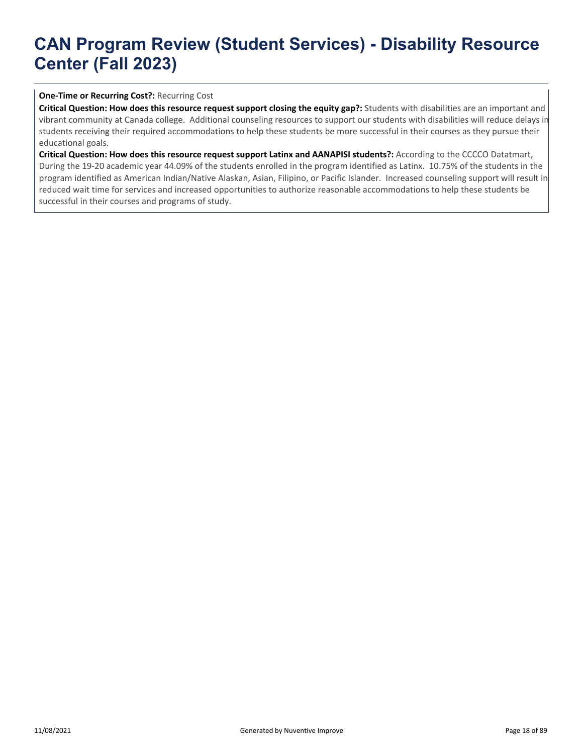# CAN Program Review (Student Services) - Disability Resource Center (Fall 2023)

**One-Time or Recurring Cost?:** Recurring Cost

**Critical Question: How does this resource request support closing the equity gap?:** Students with disabilities are an important and vibrant community at Canada college. Additional counseling resources to support our students with disabilities will reduce delays in students receiving their required accommodations to help these students be more successful in their courses as they pursue their educational goals.

**Critical Question: How does this resource request support Latinx and AANAPISI students?:** According to the CCCCO Datatmart, During the 19-20 academic year 44.09% of the students enrolled in the program identified as Latinx. 10.75% of the students in the program identified as American Indian/Native Alaskan, Asian, Filipino, or Pacific Islander. Increased counseling support will result in reduced wait time for services and increased opportunities to authorize reasonable accommodations to help these students be successful in their courses and programs of study.